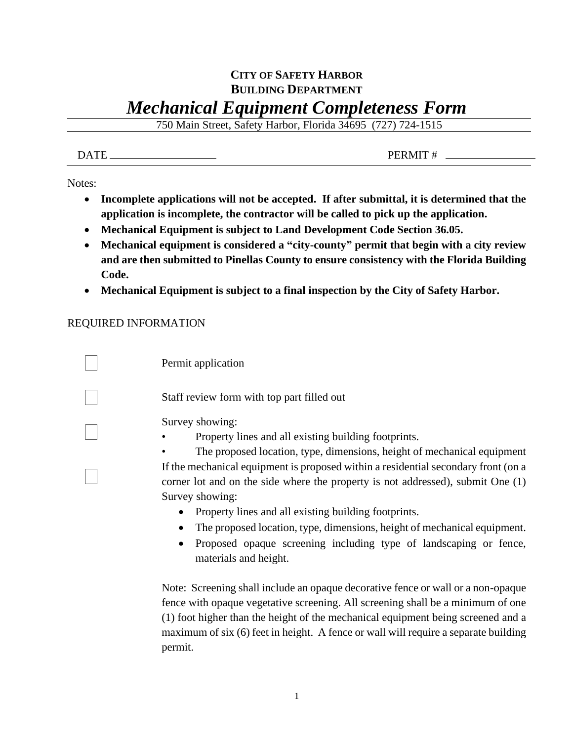**CITY OF SAFETY HARBOR**
**BUILDING DEPARTMENT**

# *Mechanical Equipment Completeness Form*

750 Main Street, Safety Harbor, Florida 34695 (727) 724-1515

DATE ____________________ PERMIT # ________________

Notes:

- **Incomplete applications will not be accepted. If after submittal, it is determined that the application is incomplete, the contractor will be called to pick up the application.**
- **Mechanical Equipment is subject to Land Development Code Section 36.05.**
- **Mechanical equipment is considered a "city-county" permit that begin with a city review and are then submitted to Pinellas County to ensure consistency with the Florida Building Code.**
- **Mechanical Equipment is subject to a final inspection by the City of Safety Harbor.**

REQUIRED INFORMATION

☐ Permit application

☐ Staff review form with top part filled out

☐ Survey showing:

- Property lines and all existing building footprints.
- The proposed location, type, dimensions, height of mechanical equipment

☐ If the mechanical equipment is proposed within a residential secondary front (on a corner lot and on the side where the property is not addressed), submit One (1) Survey showing:

- Property lines and all existing building footprints.
- The proposed location, type, dimensions, height of mechanical equipment.
- Proposed opaque screening including type of landscaping or fence, materials and height.

Note: Screening shall include an opaque decorative fence or wall or a non-opaque fence with opaque vegetative screening. All screening shall be a minimum of one (1) foot higher than the height of the mechanical equipment being screened and a maximum of six (6) feet in height. A fence or wall will require a separate building permit.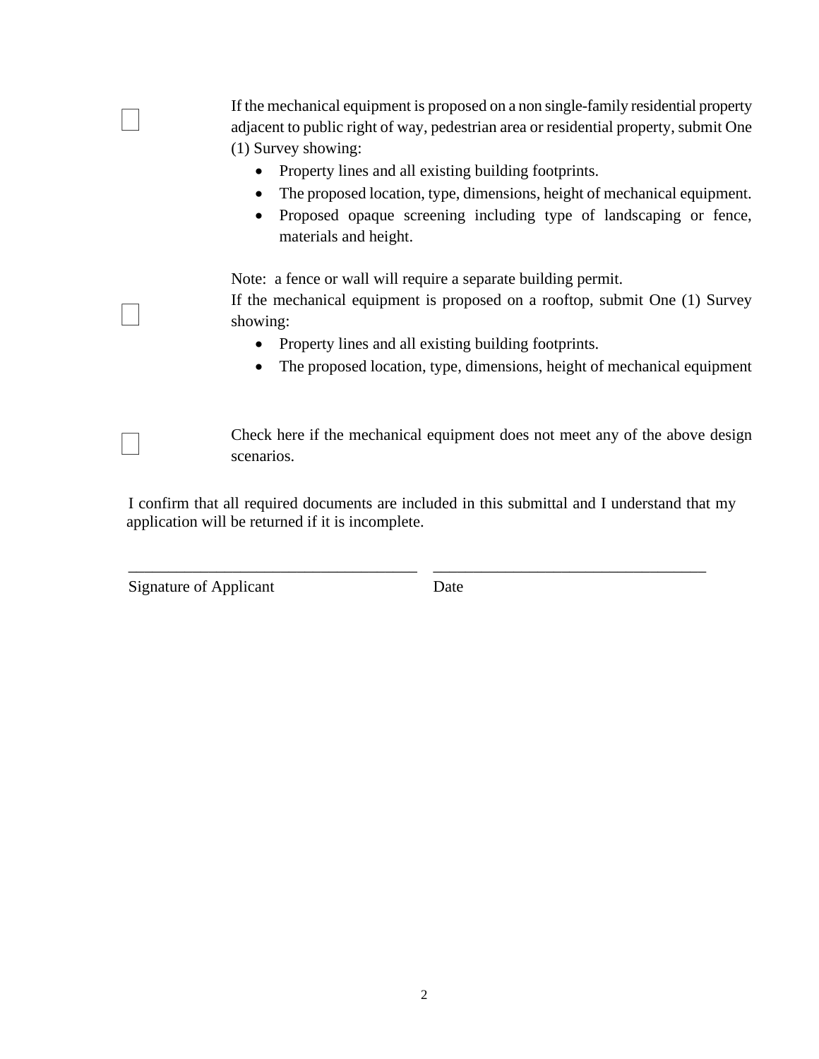- [ ] If the mechanical equipment is proposed on a non single-family residential property adjacent to public right of way, pedestrian area or residential property, submit One (1) Survey showing:
    - Property lines and all existing building footprints.
    - The proposed location, type, dimensions, height of mechanical equipment.
    - Proposed opaque screening including type of landscaping or fence, materials and height.

  Note: a fence or wall will require a separate building permit.

- [ ] If the mechanical equipment is proposed on a rooftop, submit One (1) Survey showing:
    - Property lines and all existing building footprints.
    - The proposed location, type, dimensions, height of mechanical equipment

- [ ] Check here if the mechanical equipment does not meet any of the above design scenarios.

I confirm that all required documents are included in this submittal and I understand that my application will be returned if it is incomplete.

_____________________________________ _____________________________________

Signature of Applicant Date